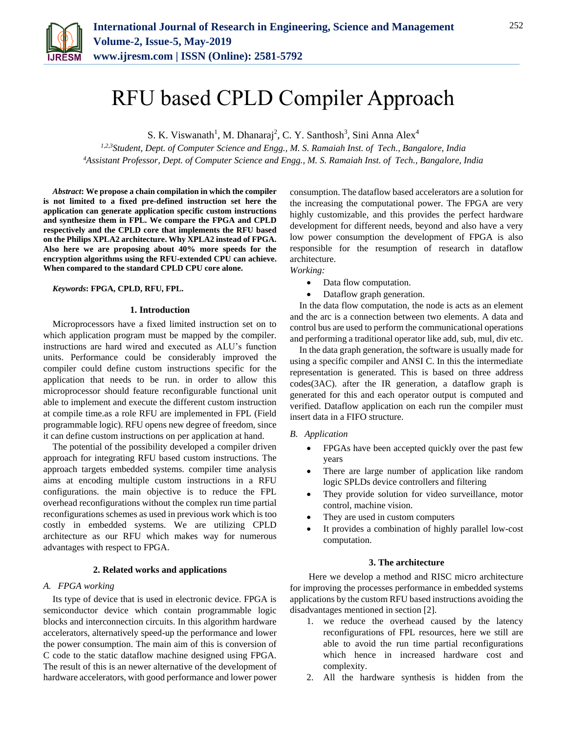# RFU based CPLD Compiler Approach

S. K. Viswanath[1], M. Dhanaraj[2], C. Y. Santhosh[3], Sini Anna Alex[4]

[1,2,3]*Student, Dept. of Computer Science and Engg., M. S. Ramaiah Inst. of Tech., Bangalore, India*
[4]*Assistant Professor, Dept. of Computer Science and Engg., M. S. Ramaiah Inst. of Tech., Bangalore, India*

***Abstract*: We propose a chain compilation in which the compiler is not limited to a fixed pre-defined instruction set here the application can generate application specific custom instructions and synthesize them in FPL. We compare the FPGA and CPLD respectively and the CPLD core that implements the RFU based on the Philips XPLA2 architecture. Why XPLA2 instead of FPGA. Also here we are proposing about 40% more speeds for the encryption algorithms using the RFU-extended CPU can achieve. When compared to the standard CPLD CPU core alone.**

***Keywords*: FPGA, CPLD, RFU, FPL.**

## 1. Introduction

Microprocessors have a fixed limited instruction set on to which application program must be mapped by the compiler. instructions are hard wired and executed as ALU's function units. Performance could be considerably improved the compiler could define custom instructions specific for the application that needs to be run. in order to allow this microprocessor should feature reconfigurable functional unit able to implement and execute the different custom instruction at compile time.as a role RFU are implemented in FPL (Field programmable logic). RFU opens new degree of freedom, since it can define custom instructions on per application at hand.

The potential of the possibility developed a compiler driven approach for integrating RFU based custom instructions. The approach targets embedded systems. compiler time analysis aims at encoding multiple custom instructions in a RFU configurations. the main objective is to reduce the FPL overhead reconfigurations without the complex run time partial reconfigurations schemes as used in previous work which is too costly in embedded systems. We are utilizing CPLD architecture as our RFU which makes way for numerous advantages with respect to FPGA.

## 2. Related works and applications

### *A. FPGA working*

Its type of device that is used in electronic device. FPGA is semiconductor device which contain programmable logic blocks and interconnection circuits. In this algorithm hardware accelerators, alternatively speed-up the performance and lower the power consumption. The main aim of this is conversion of C code to the static dataflow machine designed using FPGA. The result of this is an newer alternative of the development of hardware accelerators, with good performance and lower power consumption. The dataflow based accelerators are a solution for the increasing the computational power. The FPGA are very highly customizable, and this provides the perfect hardware development for different needs, beyond and also have a very low power consumption the development of FPGA is also responsible for the resumption of research in dataflow architecture.

*Working:*

- Data flow computation.
- Dataflow graph generation.

In the data flow computation, the node is acts as an element and the arc is a connection between two elements. A data and control bus are used to perform the communicational operations and performing a traditional operator like add, sub, mul, div etc.

In the data graph generation, the software is usually made for using a specific compiler and ANSI C. In this the intermediate representation is generated. This is based on three address codes(3AC). after the IR generation, a dataflow graph is generated for this and each operator output is computed and verified. Dataflow application on each run the compiler must insert data in a FIFO structure.

### *B. Application*

- FPGAs have been accepted quickly over the past few years
- There are large number of application like random logic SPLDs device controllers and filtering
- They provide solution for video surveillance, motor control, machine vision.
- They are used in custom computers
- It provides a combination of highly parallel low-cost computation.

## 3. The architecture

Here we develop a method and RISC micro architecture for improving the processes performance in embedded systems applications by the custom RFU based instructions avoiding the disadvantages mentioned in section [2].

1. we reduce the overhead caused by the latency reconfigurations of FPL resources, here we still are able to avoid the run time partial reconfigurations which hence in increased hardware cost and complexity.
2. All the hardware synthesis is hidden from the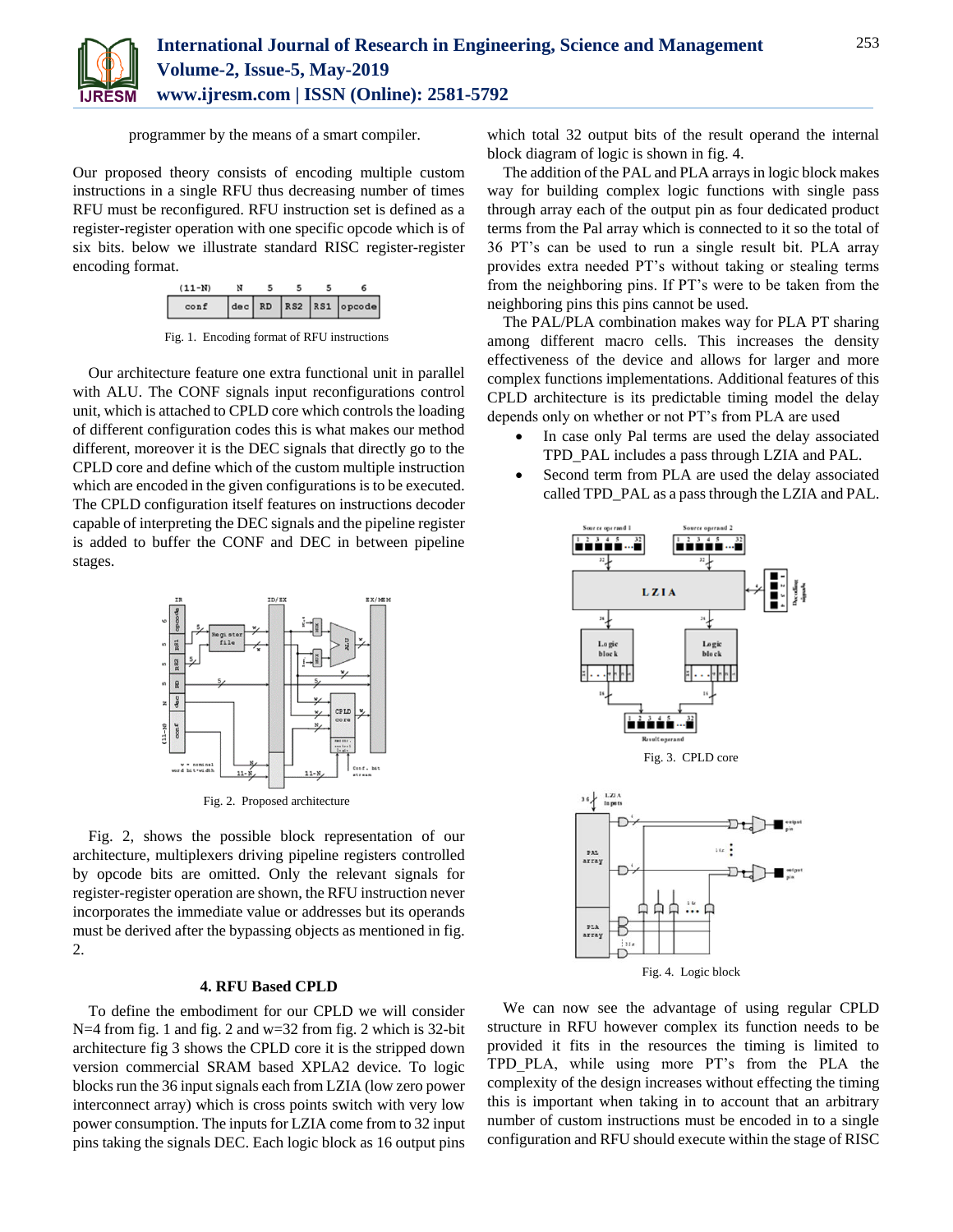programmer by the means of a smart compiler.

Our proposed theory consists of encoding multiple custom instructions in a single RFU thus decreasing number of times RFU must be reconfigured. RFU instruction set is defined as a register-register operation with one specific opcode which is of six bits. below we illustrate standard RISC register-register encoding format.

| (11-N) | N | 5 | 5 | 5 | 6 |
|---|---|---|---|---|---|
| conf | dec | RD | RS2 | RS1 | opcode |

Fig. 1. Encoding format of RFU instructions

Our architecture feature one extra functional unit in parallel with ALU. The CONF signals input reconfigurations control unit, which is attached to CPLD core which controls the loading of different configuration codes this is what makes our method different, moreover it is the DEC signals that directly go to the CPLD core and define which of the custom multiple instruction which are encoded in the given configurations is to be executed. The CPLD configuration itself features on instructions decoder capable of interpreting the DEC signals and the pipeline register is added to buffer the CONF and DEC in between pipeline stages.

Fig. 2. Proposed architecture

Fig. 2, shows the possible block representation of our architecture, multiplexers driving pipeline registers controlled by opcode bits are omitted. Only the relevant signals for register-register operation are shown, the RFU instruction never incorporates the immediate value or addresses but its operands must be derived after the bypassing objects as mentioned in fig. 2.

## 4. RFU Based CPLD

To define the embodiment for our CPLD we will consider N=4 from fig. 1 and fig. 2 and w=32 from fig. 2 which is 32-bit architecture fig 3 shows the CPLD core it is the stripped down version commercial SRAM based XPLA2 device. To logic blocks run the 36 input signals each from LZIA (low zero power interconnect array) which is cross points switch with very low power consumption. The inputs for LZIA come from to 32 input pins taking the signals DEC. Each logic block as 16 output pins which total 32 output bits of the result operand the internal block diagram of logic is shown in fig. 4.

The addition of the PAL and PLA arrays in logic block makes way for building complex logic functions with single pass through array each of the output pin as four dedicated product terms from the Pal array which is connected to it so the total of 36 PT's can be used to run a single result bit. PLA array provides extra needed PT's without taking or stealing terms from the neighboring pins. If PT's were to be taken from the neighboring pins this pins cannot be used.

The PAL/PLA combination makes way for PLA PT sharing among different macro cells. This increases the density effectiveness of the device and allows for larger and more complex functions implementations. Additional features of this CPLD architecture is its predictable timing model the delay depends only on whether or not PT's from PLA are used

- In case only Pal terms are used the delay associated TPD_PAL includes a pass through LZIA and PAL.
- Second term from PLA are used the delay associated called TPD_PAL as a pass through the LZIA and PAL.

Fig. 3. CPLD core

Fig. 4. Logic block

We can now see the advantage of using regular CPLD structure in RFU however complex its function needs to be provided it fits in the resources the timing is limited to TPD_PLA, while using more PT's from the PLA the complexity of the design increases without effecting the timing this is important when taking in to account that an arbitrary number of custom instructions must be encoded in to a single configuration and RFU should execute within the stage of RISC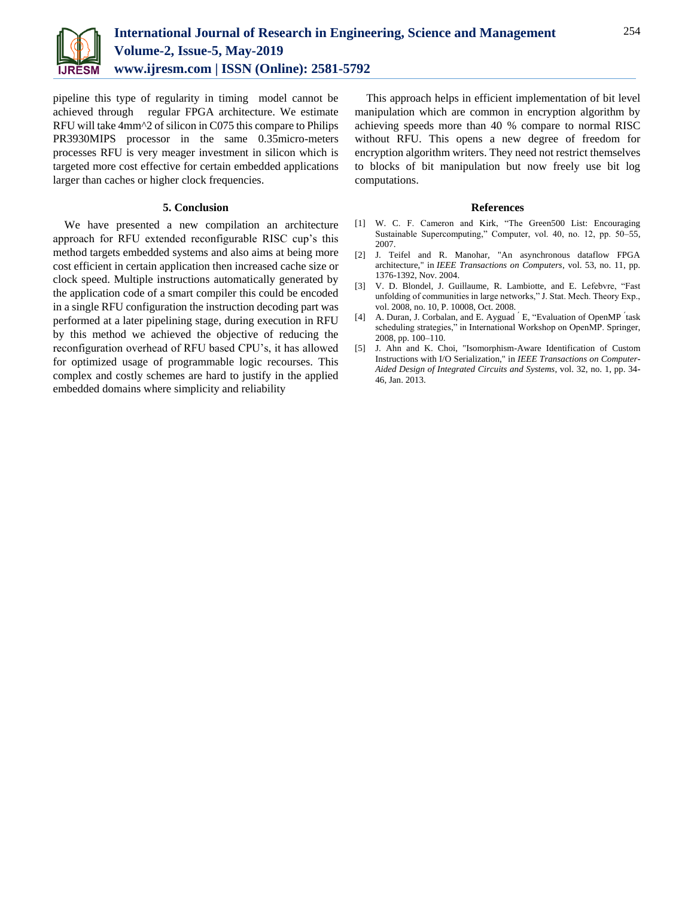pipeline this type of regularity in timing model cannot be achieved through regular FPGA architecture. We estimate RFU will take 4mm^2 of silicon in C075 this compare to Philips PR3930MIPS processor in the same 0.35micro-meters processes RFU is very meager investment in silicon which is targeted more cost effective for certain embedded applications larger than caches or higher clock frequencies.

## 5. Conclusion

We have presented a new compilation an architecture approach for RFU extended reconfigurable RISC cup's this method targets embedded systems and also aims at being more cost efficient in certain application then increased cache size or clock speed. Multiple instructions automatically generated by the application code of a smart compiler this could be encoded in a single RFU configuration the instruction decoding part was performed at a later pipelining stage, during execution in RFU by this method we achieved the objective of reducing the reconfiguration overhead of RFU based CPU's, it has allowed for optimized usage of programmable logic recourses. This complex and costly schemes are hard to justify in the applied embedded domains where simplicity and reliability

This approach helps in efficient implementation of bit level manipulation which are common in encryption algorithm by achieving speeds more than 40 % compare to normal RISC without RFU. This opens a new degree of freedom for encryption algorithm writers. They need not restrict themselves to blocks of bit manipulation but now freely use bit log computations.

## References

[1] W. C. F. Cameron and Kirk, "The Green500 List: Encouraging Sustainable Supercomputing," Computer, vol. 40, no. 12, pp. 50–55, 2007.

[2] J. Teifel and R. Manohar, "An asynchronous dataflow FPGA architecture," in *IEEE Transactions on Computers*, vol. 53, no. 11, pp. 1376-1392, Nov. 2004.

[3] V. D. Blondel, J. Guillaume, R. Lambiotte, and E. Lefebvre, "Fast unfolding of communities in large networks," J. Stat. Mech. Theory Exp., vol. 2008, no. 10, P. 10008, Oct. 2008.

[4] A. Duran, J. Corbalan, and E. Ayguad ́ E, "Evaluation of OpenMP ́task scheduling strategies," in International Workshop on OpenMP. Springer, 2008, pp. 100–110.

[5] J. Ahn and K. Choi, "Isomorphism-Aware Identification of Custom Instructions with I/O Serialization," in *IEEE Transactions on Computer-Aided Design of Integrated Circuits and Systems*, vol. 32, no. 1, pp. 34-46, Jan. 2013.